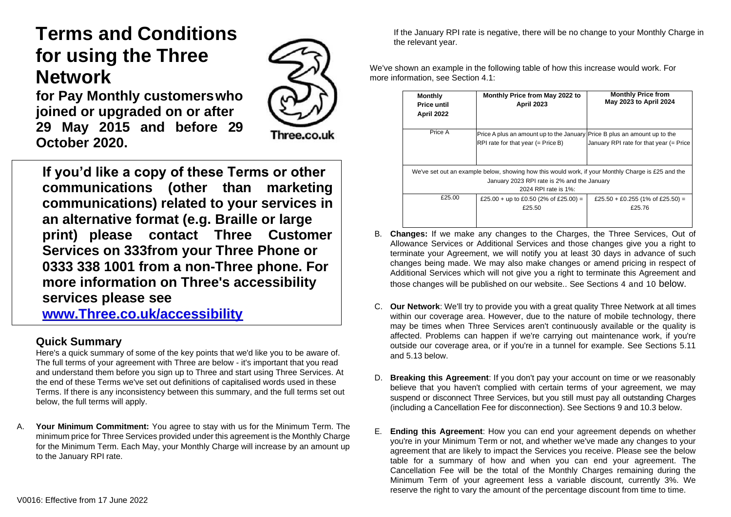# Terms and Conditions for using the Three Network

**for Pay Monthly customers who joined or upgraded on or after 29 May 2015 and before 29 October 2020.**

Three.co.uk

**If you'd like a copy of these Terms or other communications (other than marketing communications) related to your services in an alternative format (e.g. Braille or large print) please contact Three Customer Services on 333from your Three Phone or 0333 338 1001 from a non-Three phone. For more information on Three's accessibility services please see [www.Three.co.uk/accessibility](www.Three.co.uk/accessibility)**

## Quick Summary

Here's a quick summary of some of the key points that we'd like you to be aware of. The full terms of your agreement with Three are below - it's important that you read and understand them before you sign up to Three and start using Three Services. At the end of these Terms we've set out definitions of capitalised words used in these Terms. If there is any inconsistency between this summary, and the full terms set out below, the full terms will apply.

A. **Your Minimum Commitment:** You agree to stay with us for the Minimum Term. The minimum price for Three Services provided under this agreement is the Monthly Charge for the Minimum Term. Each May, your Monthly Charge will increase by an amount up to the January RPI rate.

If the January RPI rate is negative, there will be no change to your Monthly Charge in the relevant year.

We've shown an example in the following table of how this increase would work. For more information, see Section 4.1:

| Monthly Price until April 2022 | Monthly Price from May 2022 to April 2023 | Monthly Price from May 2023 to April 2024 |
|---|---|---|
| Price A | Price A plus an amount up to the January RPI rate for that year (= Price B) | Price B plus an amount up to the January RPI rate for that year (= Price |
| We've set out an example below, showing how this would work, if your Monthly Charge is £25 and the January 2023 RPI rate is 2% and the January 2024 RPI rate is 1%: | | |
| £25.00 | £25.00 + up to £0.50 (2% of £25.00) = £25.50 | £25.50 + £0.255 (1% of £25.50) = £25.76 |

B. **Changes:** If we make any changes to the Charges, the Three Services, Out of Allowance Services or Additional Services and those changes give you a right to terminate your Agreement, we will notify you at least 30 days in advance of such changes being made. We may also make changes or amend pricing in respect of Additional Services which will not give you a right to terminate this Agreement and those changes will be published on our website.. See Sections 4 and 10 below.

C. **Our Network**: We'll try to provide you with a great quality Three Network at all times within our coverage area. However, due to the nature of mobile technology, there may be times when Three Services aren't continuously available or the quality is affected. Problems can happen if we're carrying out maintenance work, if you're outside our coverage area, or if you're in a tunnel for example. See Sections 5.11 and 5.13 below.

D. **Breaking this Agreement**: If you don't pay your account on time or we reasonably believe that you haven't complied with certain terms of your agreement, we may suspend or disconnect Three Services, but you still must pay all outstanding Charges (including a Cancellation Fee for disconnection). See Sections 9 and 10.3 below.

E. **Ending this Agreement**: How you can end your agreement depends on whether you're in your Minimum Term or not, and whether we've made any changes to your agreement that are likely to impact the Services you receive. Please see the below table for a summary of how and when you can end your agreement. The Cancellation Fee will be the total of the Monthly Charges remaining during the Minimum Term of your agreement less a variable discount, currently 3%. We reserve the right to vary the amount of the percentage discount from time to time.

V0016: Effective from 17 June 2022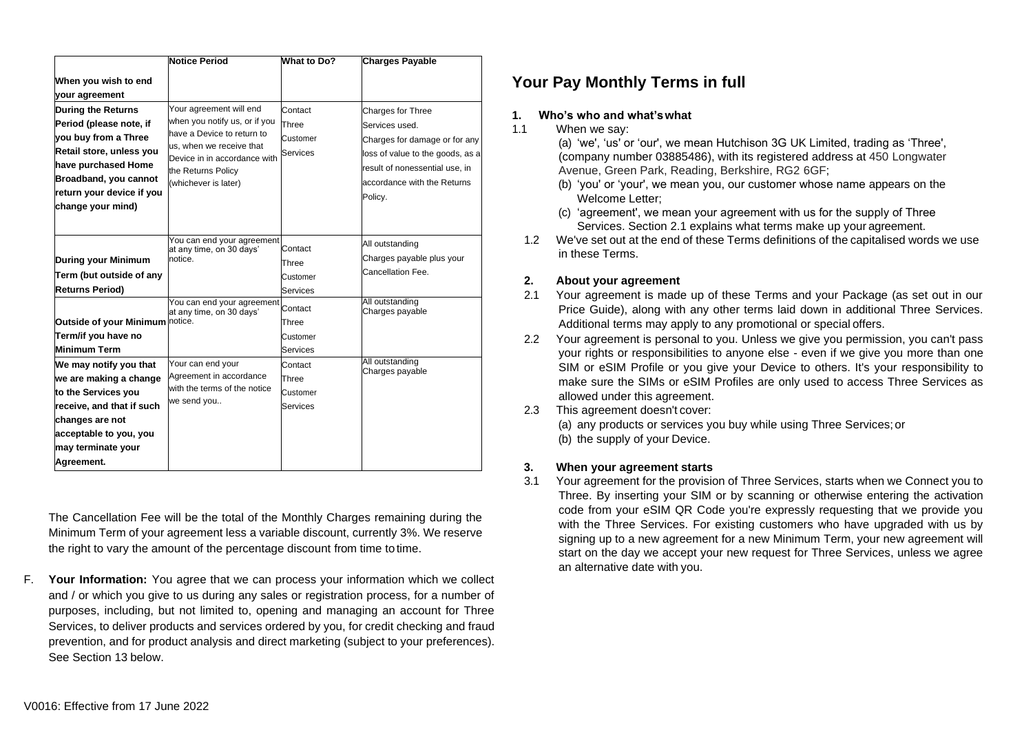| When you wish to end your agreement | Notice Period | What to Do? | Charges Payable |
|---|---|---|---|
| **During the Returns Period (please note, if you buy from a Three Retail store, unless you have purchased Home Broadband, you cannot return your device if you change your mind)** | Your agreement will end when you notify us, or if you have a Device to return to us, when we receive that Device in in accordance with the Returns Policy (whichever is later) | Contact Three Customer Services | Charges for Three Services used. Charges for damage or for any loss of value to the goods, as a result of nonessential use, in accordance with the Returns Policy. |
| **During your Minimum Term (but outside of any Returns Period)** | You can end your agreement at any time, on 30 days' notice. | Contact Three Customer Services | All outstanding Charges payable plus your Cancellation Fee. |
| **Outside of your Minimum Term/if you have no Minimum Term** | You can end your agreement at any time, on 30 days' notice. | Contact Three Customer Services | All outstanding Charges payable |
| **We may notify you that we are making a change to the Services you receive, and that if such changes are not acceptable to you, you may terminate your Agreement.** | Your can end your Agreement in accordance with the terms of the notice we send you.. | Contact Three Customer Services | All outstanding Charges payable |

The Cancellation Fee will be the total of the Monthly Charges remaining during the Minimum Term of your agreement less a variable discount, currently 3%. We reserve the right to vary the amount of the percentage discount from time to time.

F. **Your Information:** You agree that we can process your information which we collect and / or which you give to us during any sales or registration process, for a number of purposes, including, but not limited to, opening and managing an account for Three Services, to deliver products and services ordered by you, for credit checking and fraud prevention, and for product analysis and direct marketing (subject to your preferences). See Section 13 below.

## Your Pay Monthly Terms in full

### 1. Who's who and what's what

1.1 When we say:

(a) 'we', 'us' or 'our', we mean Hutchison 3G UK Limited, trading as 'Three', (company number 03885486), with its registered address at 450 Longwater Avenue, Green Park, Reading, Berkshire, RG2 6GF;

(b) 'you' or 'your', we mean you, our customer whose name appears on the Welcome Letter;

(c) 'agreement', we mean your agreement with us for the supply of Three Services. Section 2.1 explains what terms make up your agreement.

1.2 We've set out at the end of these Terms definitions of the capitalised words we use in these Terms.

### 2. About your agreement

2.1 Your agreement is made up of these Terms and your Package (as set out in our Price Guide), along with any other terms laid down in additional Three Services. Additional terms may apply to any promotional or special offers.

2.2 Your agreement is personal to you. Unless we give you permission, you can't pass your rights or responsibilities to anyone else - even if we give you more than one SIM or eSIM Profile or you give your Device to others. It's your responsibility to make sure the SIMs or eSIM Profiles are only used to access Three Services as allowed under this agreement.

2.3 This agreement doesn't cover:

(a) any products or services you buy while using Three Services; or

(b) the supply of your Device.

### 3. When your agreement starts

3.1 Your agreement for the provision of Three Services, starts when we Connect you to Three. By inserting your SIM or by scanning or otherwise entering the activation code from your eSIM QR Code you're expressly requesting that we provide you with the Three Services. For existing customers who have upgraded with us by signing up to a new agreement for a new Minimum Term, your new agreement will start on the day we accept your new request for Three Services, unless we agree an alternative date with you.

V0016: Effective from 17 June 2022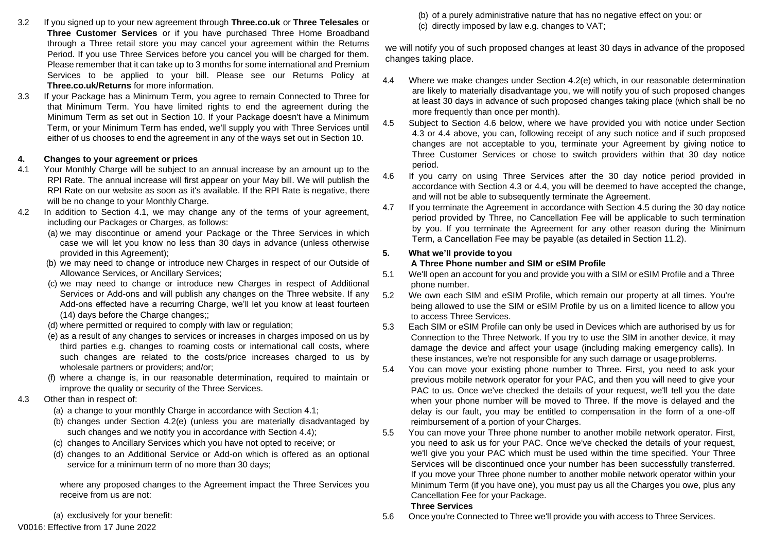3.2 If you signed up to your new agreement through **Three.co.uk** or **Three Telesales** or **Three Customer Services** or if you have purchased Three Home Broadband through a Three retail store you may cancel your agreement within the Returns Period. If you use Three Services before you cancel you will be charged for them. Please remember that it can take up to 3 months for some international and Premium Services to be applied to your bill. Please see our Returns Policy at **Three.co.uk/Returns** for more information.

3.3 If your Package has a Minimum Term, you agree to remain Connected to Three for that Minimum Term. You have limited rights to end the agreement during the Minimum Term as set out in Section 10. If your Package doesn't have a Minimum Term, or your Minimum Term has ended, we'll supply you with Three Services until either of us chooses to end the agreement in any of the ways set out in Section 10.

## 4. Changes to your agreement or prices

4.1 Your Monthly Charge will be subject to an annual increase by an amount up to the RPI Rate. The annual increase will first appear on your May bill. We will publish the RPI Rate on our website as soon as it's available. If the RPI Rate is negative, there will be no change to your Monthly Charge.

4.2 In addition to Section 4.1, we may change any of the terms of your agreement, including our Packages or Charges, as follows:

(a) we may discontinue or amend your Package or the Three Services in which case we will let you know no less than 30 days in advance (unless otherwise provided in this Agreement);

(b) we may need to change or introduce new Charges in respect of our Outside of Allowance Services, or Ancillary Services;

(c) we may need to change or introduce new Charges in respect of Additional Services or Add-ons and will publish any changes on the Three website. If any Add-ons effected have a recurring Charge, we'll let you know at least fourteen (14) days before the Charge changes;;

(d) where permitted or required to comply with law or regulation;

(e) as a result of any changes to services or increases in charges imposed on us by third parties e.g. changes to roaming costs or international call costs, where such changes are related to the costs/price increases charged to us by wholesale partners or providers; and/or;

(f) where a change is, in our reasonable determination, required to maintain or improve the quality or security of the Three Services.

4.3 Other than in respect of:

(a) a change to your monthly Charge in accordance with Section 4.1;

(b) changes under Section 4.2(e) (unless you are materially disadvantaged by such changes and we notify you in accordance with Section 4.4);

(c) changes to Ancillary Services which you have not opted to receive; or

(d) changes to an Additional Service or Add-on which is offered as an optional service for a minimum term of no more than 30 days;

where any proposed changes to the Agreement impact the Three Services you receive from us are not:

(a) exclusively for your benefit:

(b) of a purely administrative nature that has no negative effect on you: or

(c) directly imposed by law e.g. changes to VAT;

we will notify you of such proposed changes at least 30 days in advance of the proposed changes taking place.

4.4 Where we make changes under Section 4.2(e) which, in our reasonable determination are likely to materially disadvantage you, we will notify you of such proposed changes at least 30 days in advance of such proposed changes taking place (which shall be no more frequently than once per month).

4.5 Subject to Section 4.6 below, where we have provided you with notice under Section 4.3 or 4.4 above, you can, following receipt of any such notice and if such proposed changes are not acceptable to you, terminate your Agreement by giving notice to Three Customer Services or chose to switch providers within that 30 day notice period.

4.6 If you carry on using Three Services after the 30 day notice period provided in accordance with Section 4.3 or 4.4, you will be deemed to have accepted the change, and will not be able to subsequently terminate the Agreement.

4.7 If you terminate the Agreement in accordance with Section 4.5 during the 30 day notice period provided by Three, no Cancellation Fee will be applicable to such termination by you. If you terminate the Agreement for any other reason during the Minimum Term, a Cancellation Fee may be payable (as detailed in Section 11.2).

## 5. What we'll provide to you

### A Three Phone number and SIM or eSIM Profile

5.1 We'll open an account for you and provide you with a SIM or eSIM Profile and a Three phone number.

5.2 We own each SIM and eSIM Profile, which remain our property at all times. You're being allowed to use the SIM or eSIM Profile by us on a limited licence to allow you to access Three Services.

5.3 Each SIM or eSIM Profile can only be used in Devices which are authorised by us for Connection to the Three Network. If you try to use the SIM in another device, it may damage the device and affect your usage (including making emergency calls). In these instances, we're not responsible for any such damage or usage problems.

5.4 You can move your existing phone number to Three. First, you need to ask your previous mobile network operator for your PAC, and then you will need to give your PAC to us. Once we've checked the details of your request, we'll tell you the date when your phone number will be moved to Three. If the move is delayed and the delay is our fault, you may be entitled to compensation in the form of a one-off reimbursement of a portion of your Charges.

5.5 You can move your Three phone number to another mobile network operator. First, you need to ask us for your PAC. Once we've checked the details of your request, we'll give you your PAC which must be used within the time specified. Your Three Services will be discontinued once your number has been successfully transferred. If you move your Three phone number to another mobile network operator within your Minimum Term (if you have one), you must pay us all the Charges you owe, plus any Cancellation Fee for your Package.

### Three Services

5.6 Once you're Connected to Three we'll provide you with access to Three Services.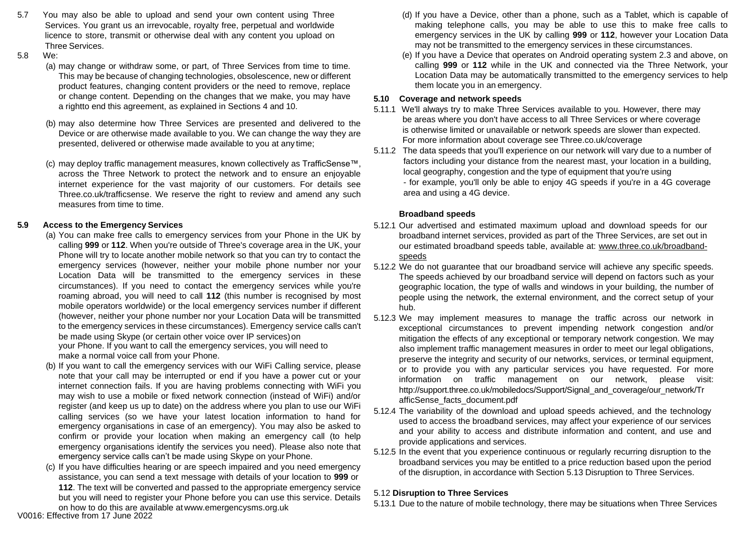5.7 You may also be able to upload and send your own content using Three Services. You grant us an irrevocable, royalty free, perpetual and worldwide licence to store, transmit or otherwise deal with any content you upload on Three Services.

5.8 We:

(a) may change or withdraw some, or part, of Three Services from time to time. This may be because of changing technologies, obsolescence, new or different product features, changing content providers or the need to remove, replace or change content. Depending on the changes that we make, you may have a rightto end this agreement, as explained in Sections 4 and 10.

(b) may also determine how Three Services are presented and delivered to the Device or are otherwise made available to you. We can change the way they are presented, delivered or otherwise made available to you at anytime;

(c) may deploy traffic management measures, known collectively as TrafficSense™, across the Three Network to protect the network and to ensure an enjoyable internet experience for the vast majority of our customers. For details see Three.co.uk/trafficsense. We reserve the right to review and amend any such measures from time to time.

**5.9 Access to the Emergency Services**

(a) You can make free calls to emergency services from your Phone in the UK by calling **999** or **112**. When you're outside of Three's coverage area in the UK, your Phone will try to locate another mobile network so that you can try to contact the emergency services (however, neither your mobile phone number nor your Location Data will be transmitted to the emergency services in these circumstances). If you need to contact the emergency services while you're roaming abroad, you will need to call **112** (this number is recognised by most mobile operators worldwide) or the local emergency services number if different (however, neither your phone number nor your Location Data will be transmitted to the emergency services in these circumstances). Emergency service calls can't be made using Skype (or certain other voice over IP services) on your Phone. If you want to call the emergency services, you will need to make a normal voice call from your Phone.

(b) If you want to call the emergency services with our WiFi Calling service, please note that your call may be interrupted or end if you have a power cut or your internet connection fails. If you are having problems connecting with WiFi you may wish to use a mobile or fixed network connection (instead of WiFi) and/or register (and keep us up to date) on the address where you plan to use our WiFi calling services (so we have your latest location information to hand for emergency organisations in case of an emergency). You may also be asked to confirm or provide your location when making an emergency call (to help emergency organisations identify the services you need). Please also note that emergency service calls can't be made using Skype on your Phone.

(c) If you have difficulties hearing or are speech impaired and you need emergency assistance, you can send a text message with details of your location to **999** or **112**. The text will be converted and passed to the appropriate emergency service but you will need to register your Phone before you can use this service. Details on how to do this are available at www.emergencysms.org.uk

(d) If you have a Device, other than a phone, such as a Tablet, which is capable of making telephone calls, you may be able to use this to make free calls to emergency services in the UK by calling **999** or **112**, however your Location Data may not be transmitted to the emergency services in these circumstances.

(e) If you have a Device that operates on Android operating system 2.3 and above, on calling **999** or **112** while in the UK and connected via the Three Network, your Location Data may be automatically transmitted to the emergency services to help them locate you in an emergency.

**5.10 Coverage and network speeds**

5.11.1 We'll always try to make Three Services available to you. However, there may be areas where you don't have access to all Three Services or where coverage is otherwise limited or unavailable or network speeds are slower than expected. For more information about coverage see Three.co.uk/coverage

5.11.2 The data speeds that you'll experience on our network will vary due to a number of factors including your distance from the nearest mast, your location in a building, local geography, congestion and the type of equipment that you're using - for example, you'll only be able to enjoy 4G speeds if you're in a 4G coverage area and using a 4G device.

**Broadband speeds**

5.12.1 Our advertised and estimated maximum upload and download speeds for our broadband internet services, provided as part of the Three Services, are set out in our estimated broadband speeds table, available at: www.three.co.uk/broadband-speeds

5.12.2 We do not guarantee that our broadband service will achieve any specific speeds. The speeds achieved by our broadband service will depend on factors such as your geographic location, the type of walls and windows in your building, the number of people using the network, the external environment, and the correct setup of your hub.

5.12.3 We may implement measures to manage the traffic across our network in exceptional circumstances to prevent impending network congestion and/or mitigation the effects of any exceptional or temporary network congestion. We may also implement traffic management measures in order to meet our legal obligations, preserve the integrity and security of our networks, services, or terminal equipment, or to provide you with any particular services you have requested. For more information on traffic management on our network, please visit: http://support.three.co.uk/mobiledocs/Support/Signal_and_coverage/our_network/TrafficSense_facts_document.pdf

5.12.4 The variability of the download and upload speeds achieved, and the technology used to access the broadband services, may affect your experience of our services and your ability to access and distribute information and content, and use and provide applications and services.

5.12.5 In the event that you experience continuous or regularly recurring disruption to the broadband services you may be entitled to a price reduction based upon the period of the disruption, in accordance with Section 5.13 Disruption to Three Services.

5.12 **Disruption to Three Services**

5.13.1 Due to the nature of mobile technology, there may be situations when Three Services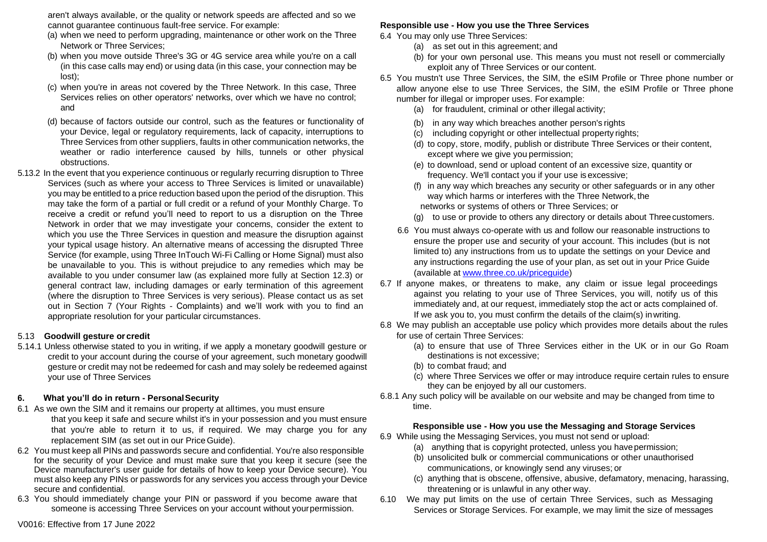aren't always available, or the quality or network speeds are affected and so we cannot guarantee continuous fault-free service. For example:

(a) when we need to perform upgrading, maintenance or other work on the Three Network or Three Services;

(b) when you move outside Three's 3G or 4G service area while you're on a call (in this case calls may end) or using data (in this case, your connection may be lost);

(c) when you're in areas not covered by the Three Network. In this case, Three Services relies on other operators' networks, over which we have no control; and

(d) because of factors outside our control, such as the features or functionality of your Device, legal or regulatory requirements, lack of capacity, interruptions to Three Services from other suppliers, faults in other communication networks, the weather or radio interference caused by hills, tunnels or other physical obstructions.

5.13.2 In the event that you experience continuous or regularly recurring disruption to Three Services (such as where your access to Three Services is limited or unavailable) you may be entitled to a price reduction based upon the period of the disruption. This may take the form of a partial or full credit or a refund of your Monthly Charge. To receive a credit or refund you'll need to report to us a disruption on the Three Network in order that we may investigate your concerns, consider the extent to which you use the Three Services in question and measure the disruption against your typical usage history. An alternative means of accessing the disrupted Three Service (for example, using Three InTouch Wi-Fi Calling or Home Signal) must also be unavailable to you. This is without prejudice to any remedies which may be available to you under consumer law (as explained more fully at Section 12.3) or general contract law, including damages or early termination of this agreement (where the disruption to Three Services is very serious). Please contact us as set out in Section 7 (Your Rights - Complaints) and we'll work with you to find an appropriate resolution for your particular circumstances.

5.13 **Goodwill gesture or credit**

5.14.1 Unless otherwise stated to you in writing, if we apply a monetary goodwill gesture or credit to your account during the course of your agreement, such monetary goodwill gesture or credit may not be redeemed for cash and may solely be redeemed against your use of Three Services

## 6. What you'll do in return - Personal Security

6.1 As we own the SIM and it remains our property at all times, you must ensure that you keep it safe and secure whilst it's in your possession and you must ensure that you're able to return it to us, if required. We may charge you for any replacement SIM (as set out in our Price Guide).

6.2 You must keep all PINs and passwords secure and confidential. You're also responsible for the security of your Device and must make sure that you keep it secure (see the Device manufacturer's user guide for details of how to keep your Device secure). You must also keep any PINs or passwords for any services you access through your Device secure and confidential.

6.3 You should immediately change your PIN or password if you become aware that someone is accessing Three Services on your account without your permission.

**Responsible use - How you use the Three Services**

6.4 You may only use Three Services:

(a) as set out in this agreement; and

(b) for your own personal use. This means you must not resell or commercially exploit any of Three Services or our content.

6.5 You mustn't use Three Services, the SIM, the eSIM Profile or Three phone number or allow anyone else to use Three Services, the SIM, the eSIM Profile or Three phone number for illegal or improper uses. For example:

(a) for fraudulent, criminal or other illegal activity;

(b) in any way which breaches another person's rights

(c) including copyright or other intellectual property rights;

(d) to copy, store, modify, publish or distribute Three Services or their content, except where we give you permission;

(e) to download, send or upload content of an excessive size, quantity or frequency. We'll contact you if your use is excessive;

(f) in any way which breaches any security or other safeguards or in any other way which harms or interferes with the Three Network, the networks or systems of others or Three Services; or

(g) to use or provide to others any directory or details about Three customers.

6.6 You must always co-operate with us and follow our reasonable instructions to ensure the proper use and security of your account. This includes (but is not limited to) any instructions from us to update the settings on your Device and any instructions regarding the use of your plan, as set out in your Price Guide (available at www.three.co.uk/priceguide)

6.7 If anyone makes, or threatens to make, any claim or issue legal proceedings against you relating to your use of Three Services, you will, notify us of this immediately and, at our request, immediately stop the act or acts complained of. If we ask you to, you must confirm the details of the claim(s) in writing.

6.8 We may publish an acceptable use policy which provides more details about the rules for use of certain Three Services:

(a) to ensure that use of Three Services either in the UK or in our Go Roam destinations is not excessive;

(b) to combat fraud; and

(c) where Three Services we offer or may introduce require certain rules to ensure they can be enjoyed by all our customers.

6.8.1 Any such policy will be available on our website and may be changed from time to time.

**Responsible use - How you use the Messaging and Storage Services**

6.9 While using the Messaging Services, you must not send or upload:

(a) anything that is copyright protected, unless you have permission;

(b) unsolicited bulk or commercial communications or other unauthorised communications, or knowingly send any viruses; or

(c) anything that is obscene, offensive, abusive, defamatory, menacing, harassing, threatening or is unlawful in any other way.

6.10 We may put limits on the use of certain Three Services, such as Messaging Services or Storage Services. For example, we may limit the size of messages

V0016: Effective from 17 June 2022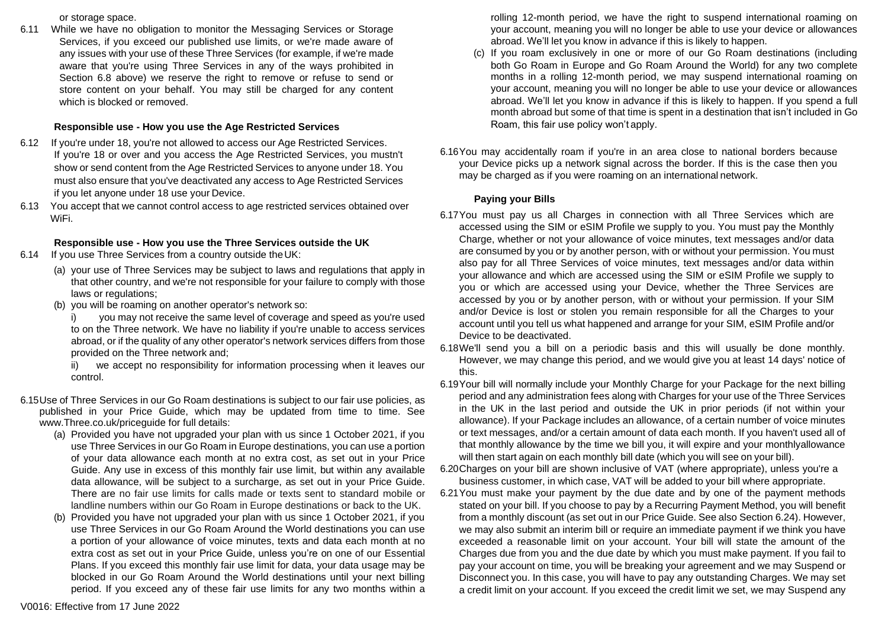or storage space.

6.11 While we have no obligation to monitor the Messaging Services or Storage Services, if you exceed our published use limits, or we're made aware of any issues with your use of these Three Services (for example, if we're made aware that you're using Three Services in any of the ways prohibited in Section 6.8 above) we reserve the right to remove or refuse to send or store content on your behalf. You may still be charged for any content which is blocked or removed.

**Responsible use - How you use the Age Restricted Services**

6.12 If you're under 18, you're not allowed to access our Age Restricted Services. If you're 18 or over and you access the Age Restricted Services, you mustn't show or send content from the Age Restricted Services to anyone under 18. You must also ensure that you've deactivated any access to Age Restricted Services if you let anyone under 18 use your Device.

6.13 You accept that we cannot control access to age restricted services obtained over WiFi.

**Responsible use - How you use the Three Services outside the UK**

6.14 If you use Three Services from a country outside the UK:

(a) your use of Three Services may be subject to laws and regulations that apply in that other country, and we're not responsible for your failure to comply with those laws or regulations;

(b) you will be roaming on another operator's network so:

i) you may not receive the same level of coverage and speed as you're used to on the Three network. We have no liability if you're unable to access services abroad, or if the quality of any other operator's network services differs from those provided on the Three network and;

ii) we accept no responsibility for information processing when it leaves our control.

6.15 Use of Three Services in our Go Roam destinations is subject to our fair use policies, as published in your Price Guide, which may be updated from time to time. See www.Three.co.uk/priceguide for full details:

(a) Provided you have not upgraded your plan with us since 1 October 2021, if you use Three Services in our Go Roam in Europe destinations, you can use a portion of your data allowance each month at no extra cost, as set out in your Price Guide. Any use in excess of this monthly fair use limit, but within any available data allowance, will be subject to a surcharge, as set out in your Price Guide. There are no fair use limits for calls made or texts sent to standard mobile or landline numbers within our Go Roam in Europe destinations or back to the UK.

(b) Provided you have not upgraded your plan with us since 1 October 2021, if you use Three Services in our Go Roam Around the World destinations you can use a portion of your allowance of voice minutes, texts and data each month at no extra cost as set out in your Price Guide, unless you're on one of our Essential Plans. If you exceed this monthly fair use limit for data, your data usage may be blocked in our Go Roam Around the World destinations until your next billing period. If you exceed any of these fair use limits for any two months within a rolling 12-month period, we have the right to suspend international roaming on your account, meaning you will no longer be able to use your device or allowances abroad. We'll let you know in advance if this is likely to happen.

(c) If you roam exclusively in one or more of our Go Roam destinations (including both Go Roam in Europe and Go Roam Around the World) for any two complete months in a rolling 12-month period, we may suspend international roaming on your account, meaning you will no longer be able to use your device or allowances abroad. We'll let you know in advance if this is likely to happen. If you spend a full month abroad but some of that time is spent in a destination that isn't included in Go Roam, this fair use policy won't apply.

6.16 You may accidentally roam if you're in an area close to national borders because your Device picks up a network signal across the border. If this is the case then you may be charged as if you were roaming on an international network.

**Paying your Bills**

6.17 You must pay us all Charges in connection with all Three Services which are accessed using the SIM or eSIM Profile we supply to you. You must pay the Monthly Charge, whether or not your allowance of voice minutes, text messages and/or data are consumed by you or by another person, with or without your permission. You must also pay for all Three Services of voice minutes, text messages and/or data within your allowance and which are accessed using the SIM or eSIM Profile we supply to you or which are accessed using your Device, whether the Three Services are accessed by you or by another person, with or without your permission. If your SIM and/or Device is lost or stolen you remain responsible for all the Charges to your account until you tell us what happened and arrange for your SIM, eSIM Profile and/or Device to be deactivated.

6.18 We'll send you a bill on a periodic basis and this will usually be done monthly. However, we may change this period, and we would give you at least 14 days' notice of this.

6.19 Your bill will normally include your Monthly Charge for your Package for the next billing period and any administration fees along with Charges for your use of the Three Services in the UK in the last period and outside the UK in prior periods (if not within your allowance). If your Package includes an allowance, of a certain number of voice minutes or text messages, and/or a certain amount of data each month. If you haven't used all of that monthly allowance by the time we bill you, it will expire and your monthlyallowance will then start again on each monthly bill date (which you will see on your bill).

6.20 Charges on your bill are shown inclusive of VAT (where appropriate), unless you're a business customer, in which case, VAT will be added to your bill where appropriate.

6.21 You must make your payment by the due date and by one of the payment methods stated on your bill. If you choose to pay by a Recurring Payment Method, you will benefit from a monthly discount (as set out in our Price Guide. See also Section 6.24). However, we may also submit an interim bill or require an immediate payment if we think you have exceeded a reasonable limit on your account. Your bill will state the amount of the Charges due from you and the due date by which you must make payment. If you fail to pay your account on time, you will be breaking your agreement and we may Suspend or Disconnect you. In this case, you will have to pay any outstanding Charges. We may set a credit limit on your account. If you exceed the credit limit we set, we may Suspend any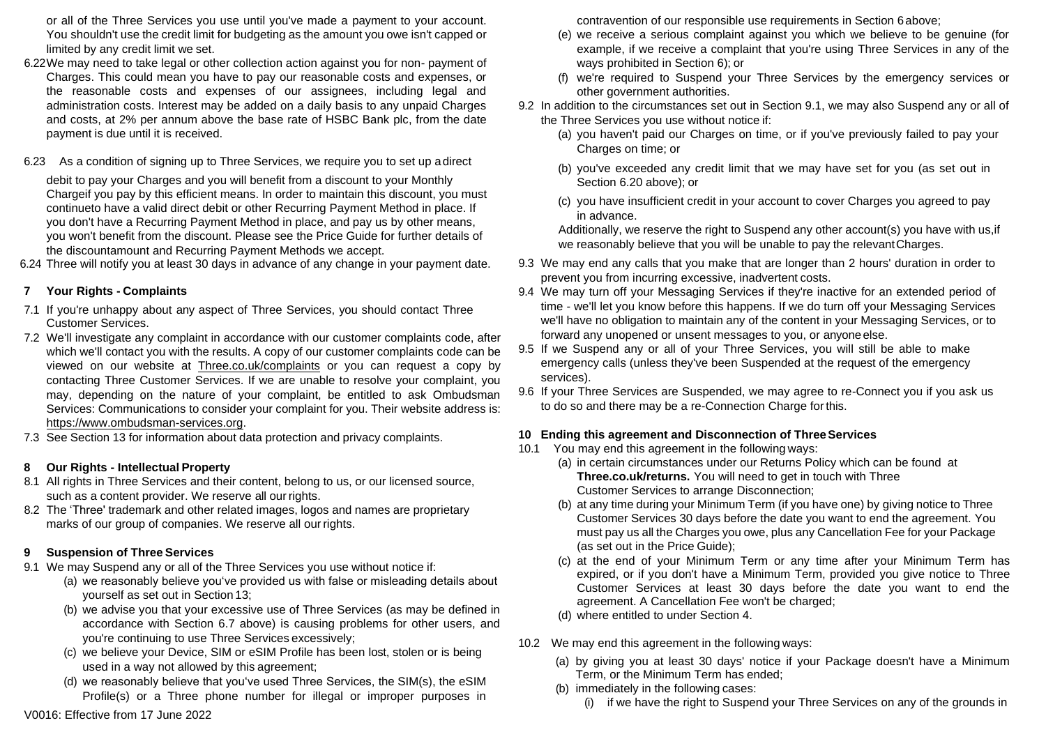or all of the Three Services you use until you've made a payment to your account. You shouldn't use the credit limit for budgeting as the amount you owe isn't capped or limited by any credit limit we set.

6.22 We may need to take legal or other collection action against you for non- payment of Charges. This could mean you have to pay our reasonable costs and expenses, or the reasonable costs and expenses of our assignees, including legal and administration costs. Interest may be added on a daily basis to any unpaid Charges and costs, at 2% per annum above the base rate of HSBC Bank plc, from the date payment is due until it is received.

6.23 As a condition of signing up to Three Services, we require you to set up a direct debit to pay your Charges and you will benefit from a discount to your Monthly Charge if you pay by this efficient means. In order to maintain this discount, you must continue to have a valid direct debit or other Recurring Payment Method in place. If you don't have a Recurring Payment Method in place, and pay us by other means, you won't benefit from the discount. Please see the Price Guide for further details of the discount amount and Recurring Payment Methods we accept.

6.24 Three will notify you at least 30 days in advance of any change in your payment date.

## 7 Your Rights - Complaints

7.1 If you're unhappy about any aspect of Three Services, you should contact Three Customer Services.

7.2 We'll investigate any complaint in accordance with our customer complaints code, after which we'll contact you with the results. A copy of our customer complaints code can be viewed on our website at Three.co.uk/complaints or you can request a copy by contacting Three Customer Services. If we are unable to resolve your complaint, you may, depending on the nature of your complaint, be entitled to ask Ombudsman Services: Communications to consider your complaint for you. Their website address is: https://www.ombudsman-services.org.

7.3 See Section 13 for information about data protection and privacy complaints.

## 8 Our Rights - Intellectual Property

8.1 All rights in Three Services and their content, belong to us, or our licensed source, such as a content provider. We reserve all our rights.

8.2 The 'Three' trademark and other related images, logos and names are proprietary marks of our group of companies. We reserve all our rights.

## 9 Suspension of Three Services

9.1 We may Suspend any or all of the Three Services you use without notice if:

(a) we reasonably believe you've provided us with false or misleading details about yourself as set out in Section 13;

(b) we advise you that your excessive use of Three Services (as may be defined in accordance with Section 6.7 above) is causing problems for other users, and you're continuing to use Three Services excessively;

(c) we believe your Device, SIM or eSIM Profile has been lost, stolen or is being used in a way not allowed by this agreement;

(d) we reasonably believe that you've used Three Services, the SIM(s), the eSIM Profile(s) or a Three phone number for illegal or improper purposes in contravention of our responsible use requirements in Section 6 above;

(e) we receive a serious complaint against you which we believe to be genuine (for example, if we receive a complaint that you're using Three Services in any of the ways prohibited in Section 6); or

(f) we're required to Suspend your Three Services by the emergency services or other government authorities.

9.2 In addition to the circumstances set out in Section 9.1, we may also Suspend any or all of the Three Services you use without notice if:

(a) you haven't paid our Charges on time, or if you've previously failed to pay our Charges on time; or

(b) you've exceeded any credit limit that we may have set for you (as set out in Section 6.20 above); or

(c) you have insufficient credit in your account to cover Charges you agreed to pay in advance.

Additionally, we reserve the right to Suspend any other account(s) you have with us, if we reasonably believe that you will be unable to pay the relevant Charges.

9.3 We may end any calls that you make that are longer than 2 hours' duration in order to prevent you from incurring excessive, inadvertent costs.

9.4 We may turn off your Messaging Services if they're inactive for an extended period of time - we'll let you know before this happens. If we do turn off your Messaging Services we'll have no obligation to maintain any of the content in your Messaging Services, or to forward any unopened or unsent messages to you, or anyone else.

9.5 If we Suspend any or all of your Three Services, you will still be able to make emergency calls (unless they've been Suspended at the request of the emergency services).

9.6 If your Three Services are Suspended, we may agree to re-Connect you if you ask us to do so and there may be a re-Connection Charge for this.

## 10 Ending this agreement and Disconnection of Three Services

10.1 You may end this agreement in the following ways:

(a) in certain circumstances under our Returns Policy which can be found at **Three.co.uk/returns.** You will need to get in touch with Three Customer Services to arrange Disconnection;

(b) at any time during your Minimum Term (if you have one) by giving notice to Three Customer Services 30 days before the date you want to end the agreement. You must pay us all the Charges you owe, plus any Cancellation Fee for your Package (as set out in the Price Guide);

(c) at the end of your Minimum Term or any time after your Minimum Term has expired, or if you don't have a Minimum Term, provided you give notice to Three Customer Services at least 30 days before the date you want to end the agreement. A Cancellation Fee won't be charged;

(d) where entitled to under Section 4.

10.2 We may end this agreement in the following ways:

(a) by giving you at least 30 days' notice if your Package doesn't have a Minimum Term, or the Minimum Term has ended;

(b) immediately in the following cases:

(i) if we have the right to Suspend your Three Services on any of the grounds in

V0016: Effective from 17 June 2022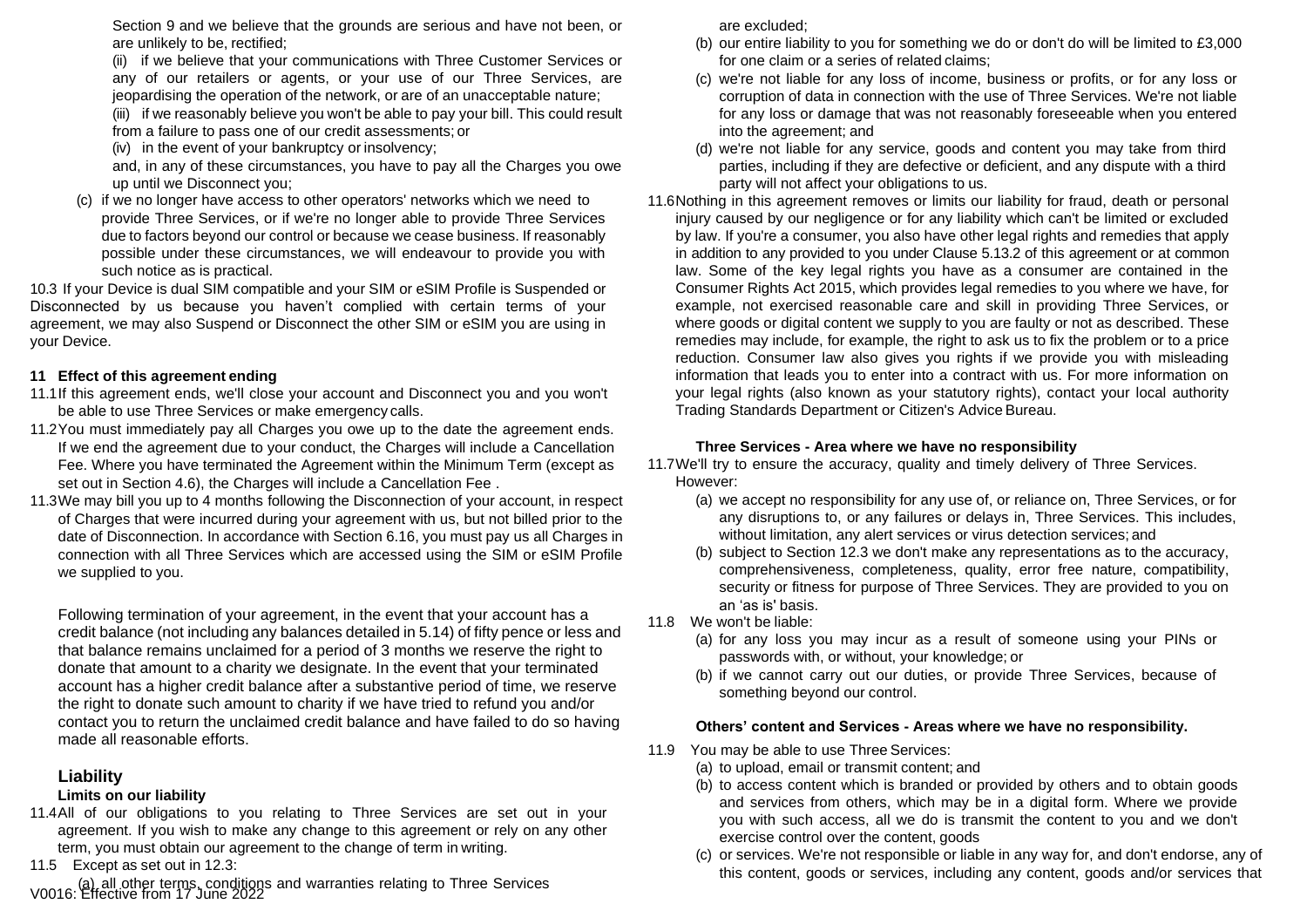Section 9 and we believe that the grounds are serious and have not been, or are unlikely to be, rectified;

(ii) if we believe that your communications with Three Customer Services or any of our retailers or agents, or your use of our Three Services, are jeopardising the operation of the network, or are of an unacceptable nature;

(iii) if we reasonably believe you won't be able to pay your bill. This could result from a failure to pass one of our credit assessments; or

(iv) in the event of your bankruptcy or insolvency;

and, in any of these circumstances, you have to pay all the Charges you owe up until we Disconnect you;

(c) if we no longer have access to other operators' networks which we need to provide Three Services, or if we're no longer able to provide Three Services due to factors beyond our control or because we cease business. If reasonably possible under these circumstances, we will endeavour to provide you with such notice as is practical.

10.3 If your Device is dual SIM compatible and your SIM or eSIM Profile is Suspended or Disconnected by us because you haven't complied with certain terms of your agreement, we may also Suspend or Disconnect the other SIM or eSIM you are using in your Device.

## 11 Effect of this agreement ending

11.1 If this agreement ends, we'll close your account and Disconnect you and you won't be able to use Three Services or make emergency calls.

11.2 You must immediately pay all Charges you owe up to the date the agreement ends. If we end the agreement due to your conduct, the Charges will include a Cancellation Fee. Where you have terminated the Agreement within the Minimum Term (except as set out in Section 4.6), the Charges will include a Cancellation Fee .

11.3 We may bill you up to 4 months following the Disconnection of your account, in respect of Charges that were incurred during your agreement with us, but not billed prior to the date of Disconnection. In accordance with Section 6.16, you must pay us all Charges in connection with all Three Services which are accessed using the SIM or eSIM Profile we supplied to you.

Following termination of your agreement, in the event that your account has a credit balance (not including any balances detailed in 5.14) of fifty pence or less and that balance remains unclaimed for a period of 3 months we reserve the right to donate that amount to a charity we designate. In the event that your terminated account has a higher credit balance after a substantive period of time, we reserve the right to donate such amount to charity if we have tried to refund you and/or contact you to return the unclaimed credit balance and have failed to do so having made all reasonable efforts.

## Liability

### Limits on our liability

11.4 All of our obligations to you relating to Three Services are set out in your agreement. If you wish to make any change to this agreement or rely on any other term, you must obtain our agreement to the change of term in writing.

11.5 Except as set out in 12.3:

(a) all other terms, conditions and warranties relating to Three Services are excluded;

(b) our entire liability to you for something we do or don't do will be limited to £3,000 for one claim or a series of related claims;

(c) we're not liable for any loss of income, business or profits, or for any loss or corruption of data in connection with the use of Three Services. We're not liable for any loss or damage that was not reasonably foreseeable when you entered into the agreement; and

(d) we're not liable for any service, goods and content you may take from third parties, including if they are defective or deficient, and any dispute with a third party will not affect your obligations to us.

11.6 Nothing in this agreement removes or limits our liability for fraud, death or personal injury caused by our negligence or for any liability which can't be limited or excluded by law. If you're a consumer, you also have other legal rights and remedies that apply in addition to any provided to you under Clause 5.13.2 of this agreement or at common law. Some of the key legal rights you have as a consumer are contained in the Consumer Rights Act 2015, which provides legal remedies to you where we have, for example, not exercised reasonable care and skill in providing Three Services, or where goods or digital content we supply to you are faulty or not as described. These remedies may include, for example, the right to ask us to fix the problem or to a price reduction. Consumer law also gives you rights if we provide you with misleading information that leads you to enter into a contract with us. For more information on your legal rights (also known as your statutory rights), contact your local authority Trading Standards Department or Citizen's Advice Bureau.

### Three Services - Area where we have no responsibility

11.7 We'll try to ensure the accuracy, quality and timely delivery of Three Services. However:

(a) we accept no responsibility for any use of, or reliance on, Three Services, or for any disruptions to, or any failures or delays in, Three Services. This includes, without limitation, any alert services or virus detection services; and

(b) subject to Section 12.3 we don't make any representations as to the accuracy, comprehensiveness, completeness, quality, error free nature, compatibility, security or fitness for purpose of Three Services. They are provided to you on an 'as is' basis.

11.8 We won't be liable:

(a) for any loss you may incur as a result of someone using your PINs or passwords with, or without, your knowledge; or

(b) if we cannot carry out our duties, or provide Three Services, because of something beyond our control.

### Others' content and Services - Areas where we have no responsibility.

11.9 You may be able to use Three Services:

(a) to upload, email or transmit content; and

(b) to access content which is branded or provided by others and to obtain goods and services from others, which may be in a digital form. Where we provide you with such access, all we do is transmit the content to you and we don't exercise control over the content, goods

(c) or services. We're not responsible or liable in any way for, and don't endorse, any of this content, goods or services, including any content, goods and/or services that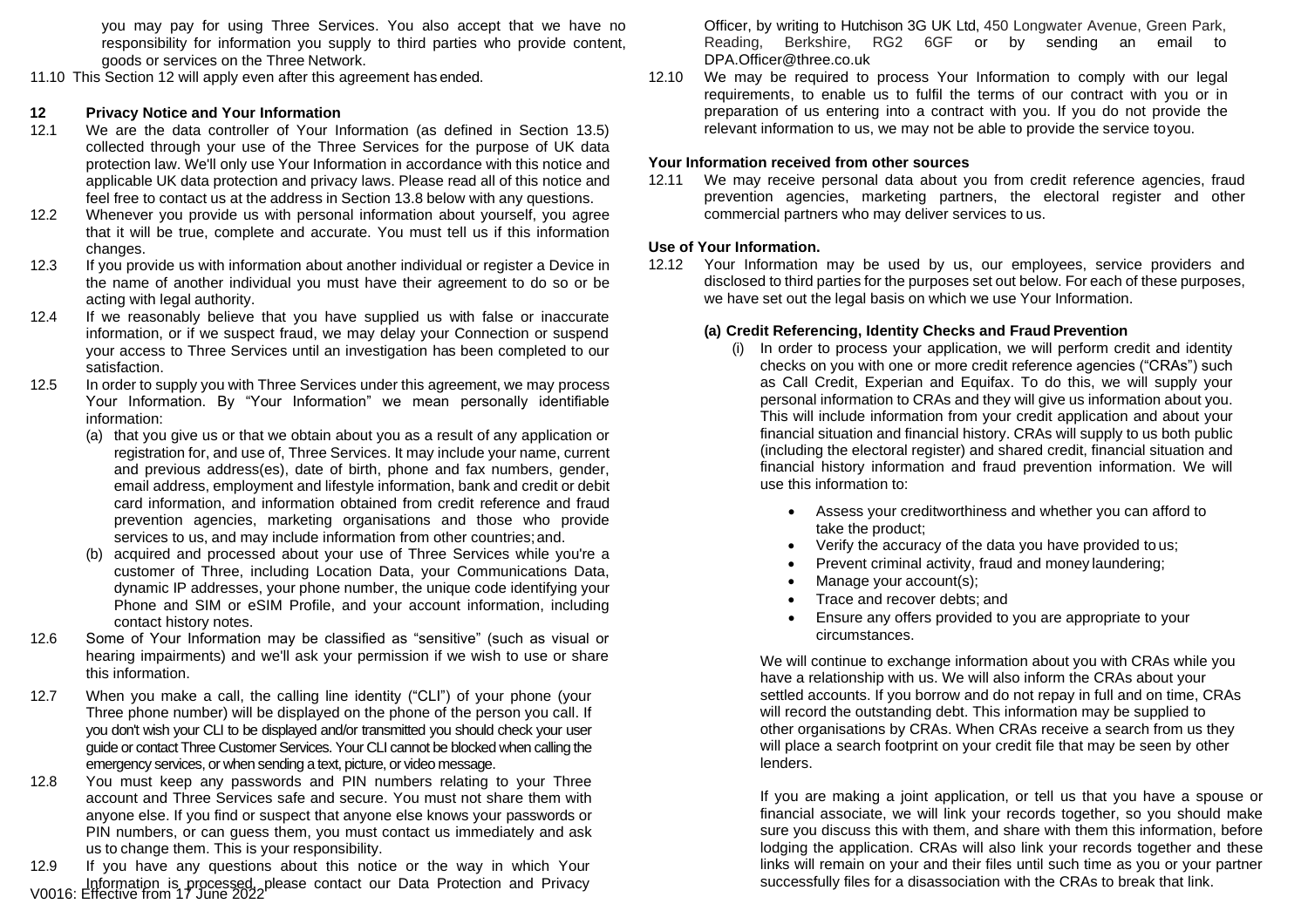you may pay for using Three Services. You also accept that we have no responsibility for information you supply to third parties who provide content, goods or services on the Three Network.

11.10 This Section 12 will apply even after this agreement has ended.

## 12 Privacy Notice and Your Information

12.1 We are the data controller of Your Information (as defined in Section 13.5) collected through your use of the Three Services for the purpose of UK data protection law. We'll only use Your Information in accordance with this notice and applicable UK data protection and privacy laws. Please read all of this notice and feel free to contact us at the address in Section 13.8 below with any questions.

12.2 Whenever you provide us with personal information about yourself, you agree that it will be true, complete and accurate. You must tell us if this information changes.

12.3 If you provide us with information about another individual or register a Device in the name of another individual you must have their agreement to do so or be acting with legal authority.

12.4 If we reasonably believe that you have supplied us with false or inaccurate information, or if we suspect fraud, we may delay your Connection or suspend your access to Three Services until an investigation has been completed to our satisfaction.

12.5 In order to supply you with Three Services under this agreement, we may process Your Information. By "Your Information" we mean personally identifiable information:

(a) that you give us or that we obtain about you as a result of any application or registration for, and use of, Three Services. It may include your name, current and previous address(es), date of birth, phone and fax numbers, gender, email address, employment and lifestyle information, bank and credit or debit card information, and information obtained from credit reference and fraud prevention agencies, marketing organisations and those who provide services to us, and may include information from other countries; and.

(b) acquired and processed about your use of Three Services while you're a customer of Three, including Location Data, your Communications Data, dynamic IP addresses, your phone number, the unique code identifying your Phone and SIM or eSIM Profile, and your account information, including contact history notes.

12.6 Some of Your Information may be classified as "sensitive" (such as visual or hearing impairments) and we'll ask your permission if we wish to use or share this information.

12.7 When you make a call, the calling line identity ("CLI") of your phone (your Three phone number) will be displayed on the phone of the person you call. If you don't wish your CLI to be displayed and/or transmitted you should check your user guide or contact Three Customer Services. Your CLI cannot be blocked when calling the emergency services, or when sending a text, picture, or video message.

12.8 You must keep any passwords and PIN numbers relating to your Three account and Three Services safe and secure. You must not share them with anyone else. If you find or suspect that anyone else knows your passwords or PIN numbers, or can guess them, you must contact us immediately and ask us to change them. This is your responsibility.

12.9 If you have any questions about this notice or the way in which Your Information is processed, please contact our Data Protection and Privacy Officer, by writing to Hutchison 3G UK Ltd, 450 Longwater Avenue, Green Park, Reading, Berkshire, RG2 6GF or by sending an email to DPA.Officer@three.co.uk

12.10 We may be required to process Your Information to comply with our legal requirements, to enable us to fulfil the terms of our contract with you or in preparation of us entering into a contract with you. If you do not provide the relevant information to us, we may not be able to provide the service to you.

### Your Information received from other sources

12.11 We may receive personal data about you from credit reference agencies, fraud prevention agencies, marketing partners, the electoral register and other commercial partners who may deliver services to us.

### Use of Your Information.

12.12 Your Information may be used by us, our employees, service providers and disclosed to third parties for the purposes set out below. For each of these purposes, we have set out the legal basis on which we use Your Information.

**(a) Credit Referencing, Identity Checks and Fraud Prevention**

(i) In order to process your application, we will perform credit and identity checks on you with one or more credit reference agencies ("CRAs") such as Call Credit, Experian and Equifax. To do this, we will supply your personal information to CRAs and they will give us information about you. This will include information from your credit application and about your financial situation and financial history. CRAs will supply to us both public (including the electoral register) and shared credit, financial situation and financial history information and fraud prevention information. We will use this information to:

- Assess your creditworthiness and whether you can afford to take the product;
- Verify the accuracy of the data you have provided to us;
- Prevent criminal activity, fraud and money laundering;
- Manage your account(s);
- Trace and recover debts; and
- Ensure any offers provided to you are appropriate to your circumstances.

We will continue to exchange information about you with CRAs while you have a relationship with us. We will also inform the CRAs about your settled accounts. If you borrow and do not repay in full and on time, CRAs will record the outstanding debt. This information may be supplied to other organisations by CRAs. When CRAs receive a search from us they will place a search footprint on your credit file that may be seen by other lenders.

If you are making a joint application, or tell us that you have a spouse or financial associate, we will link your records together, so you should make sure you discuss this with them, and share with them this information, before lodging the application. CRAs will also link your records together and these links will remain on your and their files until such time as you or your partner successfully files for a disassociation with the CRAs to break that link.

V0016: Effective from 17 June 2022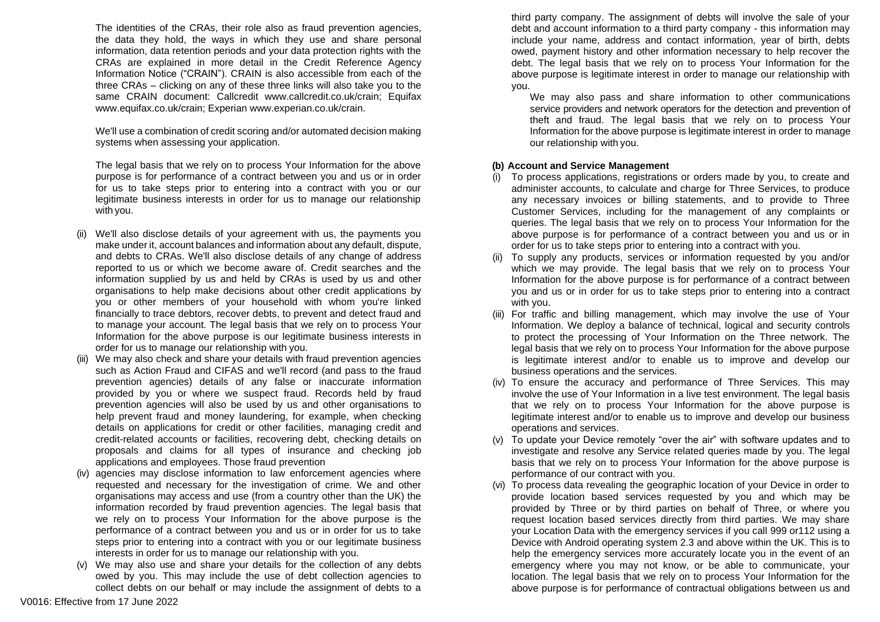The identities of the CRAs, their role also as fraud prevention agencies, the data they hold, the ways in which they use and share personal information, data retention periods and your data protection rights with the CRAs are explained in more detail in the Credit Reference Agency Information Notice ("CRAIN"). CRAIN is also accessible from each of the three CRAs – clicking on any of these three links will also take you to the same CRAIN document: Callcredit www.callcredit.co.uk/crain; Equifax www.equifax.co.uk/crain; Experian www.experian.co.uk/crain.

We'll use a combination of credit scoring and/or automated decision making systems when assessing your application.

The legal basis that we rely on to process Your Information for the above purpose is for performance of a contract between you and us or in order for us to take steps prior to entering into a contract with you or our legitimate business interests in order for us to manage our relationship with you.

(ii) We'll also disclose details of your agreement with us, the payments you make under it, account balances and information about any default, dispute, and debts to CRAs. We'll also disclose details of any change of address reported to us or which we become aware of. Credit searches and the information supplied by us and held by CRAs is used by us and other organisations to help make decisions about other credit applications by you or other members of your household with whom you're linked financially to trace debtors, recover debts, to prevent and detect fraud and to manage your account. The legal basis that we rely on to process Your Information for the above purpose is our legitimate business interests in order for us to manage our relationship with you.

(iii) We may also check and share your details with fraud prevention agencies such as Action Fraud and CIFAS and we'll record (and pass to the fraud prevention agencies) details of any false or inaccurate information provided by you or where we suspect fraud. Records held by fraud prevention agencies will also be used by us and other organisations to help prevent fraud and money laundering, for example, when checking details on applications for credit or other facilities, managing credit and credit-related accounts or facilities, recovering debt, checking details on proposals and claims for all types of insurance and checking job applications and employees. Those fraud prevention

(iv) agencies may disclose information to law enforcement agencies where requested and necessary for the investigation of crime. We and other organisations may access and use (from a country other than the UK) the information recorded by fraud prevention agencies. The legal basis that we rely on to process Your Information for the above purpose is the performance of a contract between you and us or in order for us to take steps prior to entering into a contract with you or our legitimate business interests in order for us to manage our relationship with you.

(v) We may also use and share your details for the collection of any debts owed by you. This may include the use of debt collection agencies to collect debts on our behalf or may include the assignment of debts to a third party company. The assignment of debts will involve the sale of your debt and account information to a third party company - this information may include your name, address and contact information, year of birth, debts owed, payment history and other information necessary to help recover the debt. The legal basis that we rely on to process Your Information for the above purpose is legitimate interest in order to manage our relationship with you.

We may also pass and share information to other communications service providers and network operators for the detection and prevention of theft and fraud. The legal basis that we rely on to process Your Information for the above purpose is legitimate interest in order to manage our relationship with you.

**(b) Account and Service Management**

(i) To process applications, registrations or orders made by you, to create and administer accounts, to calculate and charge for Three Services, to produce any necessary invoices or billing statements, and to provide to Three Customer Services, including for the management of any complaints or queries. The legal basis that we rely on to process Your Information for the above purpose is for performance of a contract between you and us or in order for us to take steps prior to entering into a contract with you.

(ii) To supply any products, services or information requested by you and/or which we may provide. The legal basis that we rely on to process Your Information for the above purpose is for performance of a contract between you and us or in order for us to take steps prior to entering into a contract with you.

(iii) For traffic and billing management, which may involve the use of Your Information. We deploy a balance of technical, logical and security controls to protect the processing of Your Information on the Three network. The legal basis that we rely on to process Your Information for the above purpose is legitimate interest and/or to enable us to improve and develop our business operations and the services.

(iv) To ensure the accuracy and performance of Three Services. This may involve the use of Your Information in a live test environment. The legal basis that we rely on to process Your Information for the above purpose is legitimate interest and/or to enable us to improve and develop our business operations and services.

(v) To update your Device remotely "over the air" with software updates and to investigate and resolve any Service related queries made by you. The legal basis that we rely on to process Your Information for the above purpose is performance of our contract with you.

(vi) To process data revealing the geographic location of your Device in order to provide location based services requested by you and which may be provided by Three or by third parties on behalf of Three, or where you request location based services directly from third parties. We may share your Location Data with the emergency services if you call 999 or112 using a Device with Android operating system 2.3 and above within the UK. This is to help the emergency services more accurately locate you in the event of an emergency where you may not know, or be able to communicate, your location. The legal basis that we rely on to process Your Information for the above purpose is for performance of contractual obligations between us and

V0016: Effective from 17 June 2022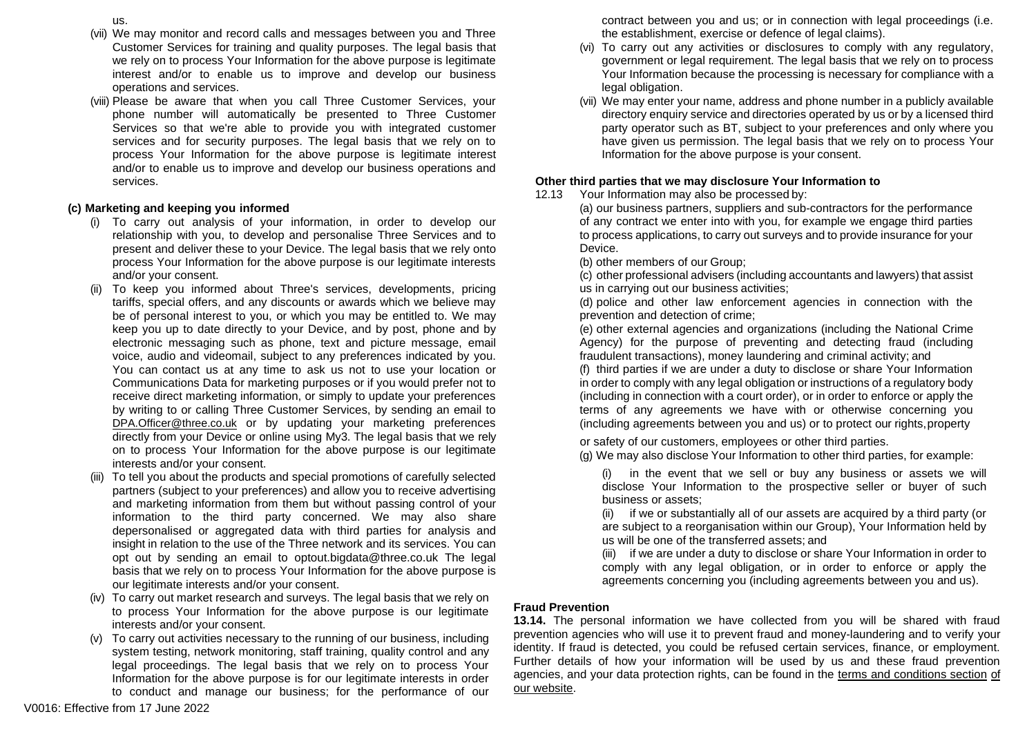us.

(vii) We may monitor and record calls and messages between you and Three Customer Services for training and quality purposes. The legal basis that we rely on to process Your Information for the above purpose is legitimate interest and/or to enable us to improve and develop our business operations and services.

(viii) Please be aware that when you call Three Customer Services, your phone number will automatically be presented to Three Customer Services so that we're able to provide you with integrated customer services and for security purposes. The legal basis that we rely on to process Your Information for the above purpose is legitimate interest and/or to enable us to improve and develop our business operations and services.

**(c) Marketing and keeping you informed**

(i) To carry out analysis of your information, in order to develop our relationship with you, to develop and personalise Three Services and to present and deliver these to your Device. The legal basis that we rely onto process Your Information for the above purpose is our legitimate interests and/or your consent.

(ii) To keep you informed about Three's services, developments, pricing tariffs, special offers, and any discounts or awards which we believe may be of personal interest to you, or which you may be entitled to. We may keep you up to date directly to your Device, and by post, phone and by electronic messaging such as phone, text and picture message, email voice, audio and videomail, subject to any preferences indicated by you. You can contact us at any time to ask us not to use your location or Communications Data for marketing purposes or if you would prefer not to receive direct marketing information, or simply to update your preferences by writing to or calling Three Customer Services, by sending an email to DPA.Officer@three.co.uk or by updating your marketing preferences directly from your Device or online using My3. The legal basis that we rely on to process Your Information for the above purpose is our legitimate interests and/or your consent.

(iii) To tell you about the products and special promotions of carefully selected partners (subject to your preferences) and allow you to receive advertising and marketing information from them but without passing control of your information to the third party concerned. We may also share depersonalised or aggregated data with third parties for analysis and insight in relation to the use of the Three network and its services. You can opt out by sending an email to optout.bigdata@three.co.uk The legal basis that we rely on to process Your Information for the above purpose is our legitimate interests and/or your consent.

(iv) To carry out market research and surveys. The legal basis that we rely on to process Your Information for the above purpose is our legitimate interests and/or your consent.

(v) To carry out activities necessary to the running of our business, including system testing, network monitoring, staff training, quality control and any legal proceedings. The legal basis that we rely on to process Your Information for the above purpose is for our legitimate interests in order to conduct and manage our business; for the performance of our contract between you and us; or in connection with legal proceedings (i.e. the establishment, exercise or defence of legal claims).

(vi) To carry out any activities or disclosures to comply with any regulatory, government or legal requirement. The legal basis that we rely on to process Your Information because the processing is necessary for compliance with a legal obligation.

(vii) We may enter your name, address and phone number in a publicly available directory enquiry service and directories operated by us or by a licensed third party operator such as BT, subject to your preferences and only where you have given us permission. The legal basis that we rely on to process Your Information for the above purpose is your consent.

**Other third parties that we may disclosure Your Information to**

12.13 Your Information may also be processed by:

(a) our business partners, suppliers and sub-contractors for the performance of any contract we enter into with you, for example we engage third parties to process applications, to carry out surveys and to provide insurance for your Device.

(b) other members of our Group;

(c) other professional advisers (including accountants and lawyers) that assist us in carrying out our business activities;

(d) police and other law enforcement agencies in connection with the prevention and detection of crime;

(e) other external agencies and organizations (including the National Crime Agency) for the purpose of preventing and detecting fraud (including fraudulent transactions), money laundering and criminal activity; and

(f) third parties if we are under a duty to disclose or share Your Information in order to comply with any legal obligation or instructions of a regulatory body (including in connection with a court order), or in order to enforce or apply the terms of any agreements we have with or otherwise concerning you (including agreements between you and us) or to protect our rights, property or safety of our customers, employees or other third parties.

(g) We may also disclose Your Information to other third parties, for example:

(i) in the event that we sell or buy any business or assets we will disclose Your Information to the prospective seller or buyer of such business or assets;

(ii) if we or substantially all of our assets are acquired by a third party (or are subject to a reorganisation within our Group), Your Information held by us will be one of the transferred assets; and

(iii) if we are under a duty to disclose or share Your Information in order to comply with any legal obligation, or in order to enforce or apply the agreements concerning you (including agreements between you and us).

**Fraud Prevention**

**13.14.** The personal information we have collected from you will be shared with fraud prevention agencies who will use it to prevent fraud and money-laundering and to verify your identity. If fraud is detected, you could be refused certain services, finance, or employment. Further details of how your information will be used by us and these fraud prevention agencies, and your data protection rights, can be found in the terms and conditions section of our website.

V0016: Effective from 17 June 2022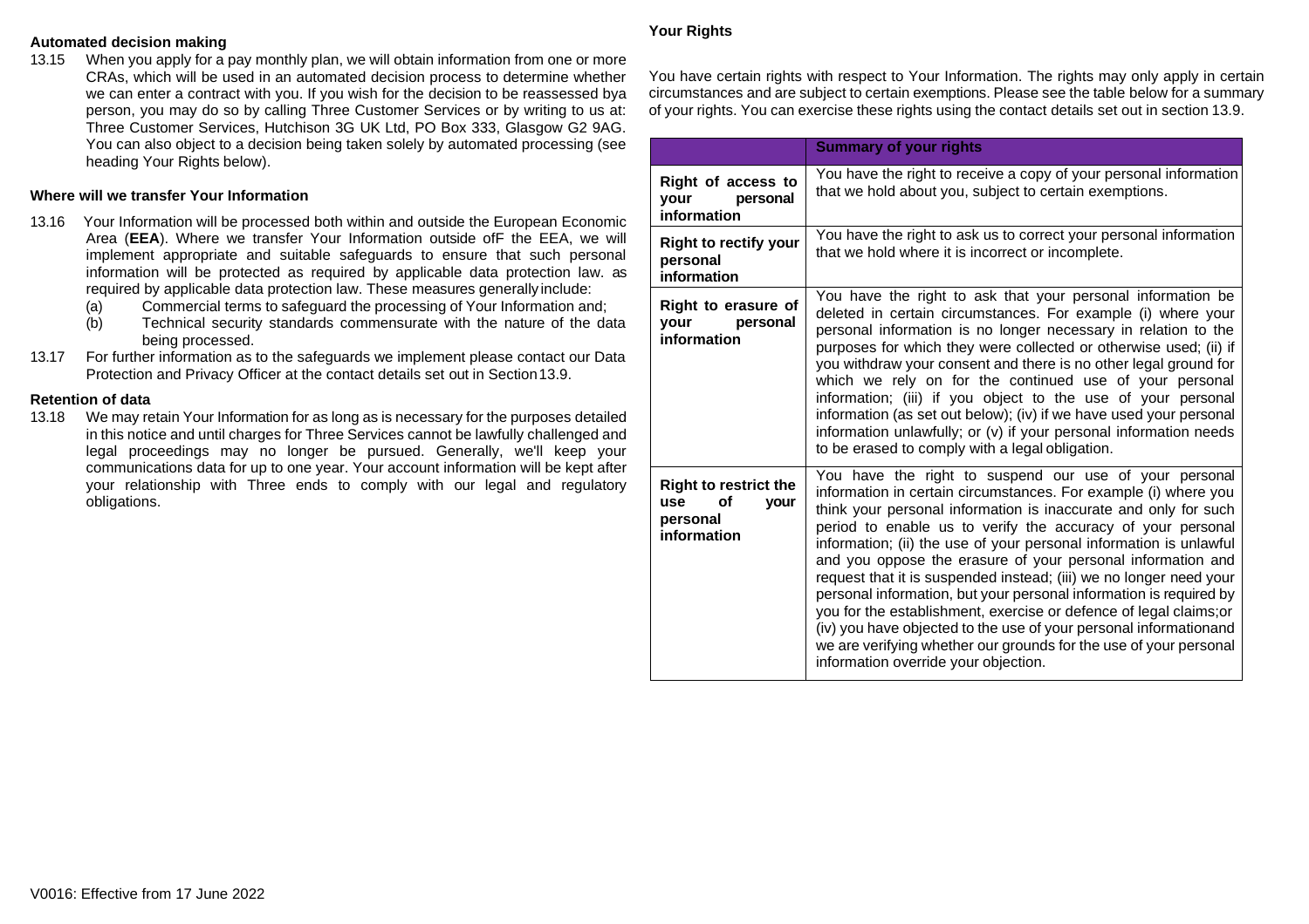### Automated decision making

13.15 When you apply for a pay monthly plan, we will obtain information from one or more CRAs, which will be used in an automated decision process to determine whether we can enter a contract with you. If you wish for the decision to be reassessed bya person, you may do so by calling Three Customer Services or by writing to us at: Three Customer Services, Hutchison 3G UK Ltd, PO Box 333, Glasgow G2 9AG. You can also object to a decision being taken solely by automated processing (see heading Your Rights below).

### Where will we transfer Your Information

13.16 Your Information will be processed both within and outside the European Economic Area (**EEA**). Where we transfer Your Information outside ofF the EEA, we will implement appropriate and suitable safeguards to ensure that such personal information will be protected as required by applicable data protection law. as required by applicable data protection law. These measures generally include:

(a) Commercial terms to safeguard the processing of Your Information and;

(b) Technical security standards commensurate with the nature of the data being processed.

13.17 For further information as to the safeguards we implement please contact our Data Protection and Privacy Officer at the contact details set out in Section 13.9.

### Retention of data

13.18 We may retain Your Information for as long as is necessary for the purposes detailed in this notice and until charges for Three Services cannot be lawfully challenged and legal proceedings may no longer be pursued. Generally, we'll keep your communications data for up to one year. Your account information will be kept after your relationship with Three ends to comply with our legal and regulatory obligations.

### Your Rights

You have certain rights with respect to Your Information. The rights may only apply in certain circumstances and are subject to certain exemptions. Please see the table below for a summary of your rights. You can exercise these rights using the contact details set out in section 13.9.

| | **Summary of your rights** |
|---|---|
| **Right of access to your personal information** | You have the right to receive a copy of your personal information that we hold about you, subject to certain exemptions. |
| **Right to rectify your personal information** | You have the right to ask us to correct your personal information that we hold where it is incorrect or incomplete. |
| **Right to erasure of your personal information** | You have the right to ask that your personal information be deleted in certain circumstances. For example (i) where your personal information is no longer necessary in relation to the purposes for which they were collected or otherwise used; (ii) if you withdraw your consent and there is no other legal ground for which we rely on for the continued use of your personal information; (iii) if you object to the use of your personal information (as set out below); (iv) if we have used your personal information unlawfully; or (v) if your personal information needs to be erased to comply with a legal obligation. |
| **Right to restrict the use of your personal information** | You have the right to suspend our use of your personal information in certain circumstances. For example (i) where you think your personal information is inaccurate and only for such period to enable us to verify the accuracy of your personal information; (ii) the use of your personal information is unlawful and you oppose the erasure of your personal information and request that it is suspended instead; (iii) we no longer need your personal information, but your personal information is required by you for the establishment, exercise or defence of legal claims;or (iv) you have objected to the use of your personal informationand we are verifying whether our grounds for the use of your personal information override your objection. |

V0016: Effective from 17 June 2022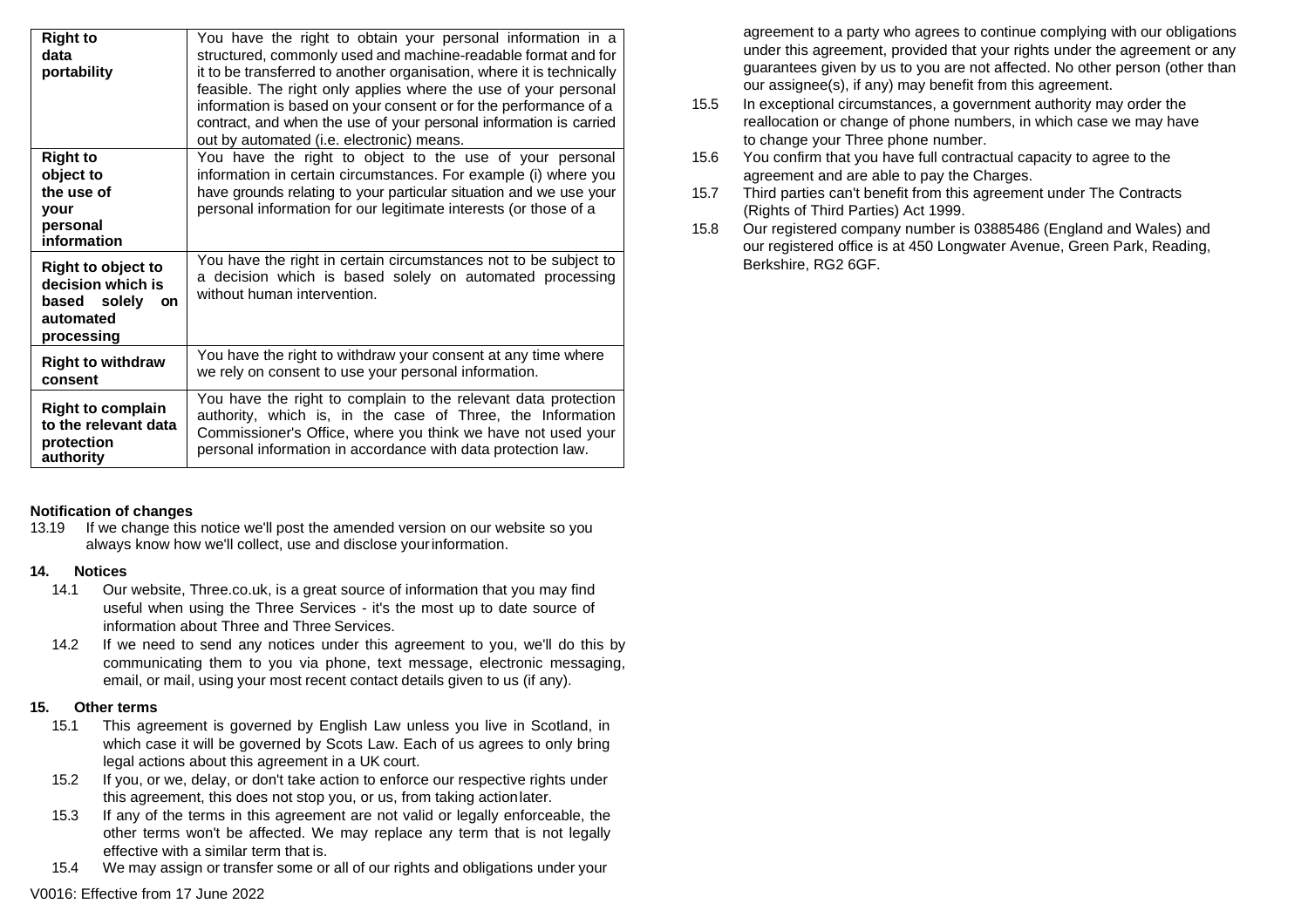| | |
|---|---|
| **Right to data portability** | You have the right to obtain your personal information in a structured, commonly used and machine-readable format and for it to be transferred to another organisation, where it is technically feasible. The right only applies where the use of your personal information is based on your consent or for the performance of a contract, and when the use of your personal information is carried out by automated (i.e. electronic) means. |
| **Right to object to the use of your personal information** | You have the right to object to the use of your personal information in certain circumstances. For example (i) where you have grounds relating to your particular situation and we use your personal information for our legitimate interests (or those of a |
| **Right to object to decision which is based solely on automated processing** | You have the right in certain circumstances not to be subject to a decision which is based solely on automated processing without human intervention. |
| **Right to withdraw consent** | You have the right to withdraw your consent at any time where we rely on consent to use your personal information. |
| **Right to complain to the relevant data protection authority** | You have the right to complain to the relevant data protection authority, which is, in the case of Three, the Information Commissioner's Office, where you think we have not used your personal information in accordance with data protection law. |

**Notification of changes**

13.19 If we change this notice we'll post the amended version on our website so you always know how we'll collect, use and disclose your information.

## 14. Notices

14.1 Our website, Three.co.uk, is a great source of information that you may find useful when using the Three Services - it's the most up to date source of information about Three and Three Services.

14.2 If we need to send any notices under this agreement to you, we'll do this by communicating them to you via phone, text message, electronic messaging, email, or mail, using your most recent contact details given to us (if any).

## 15. Other terms

15.1 This agreement is governed by English Law unless you live in Scotland, in which case it will be governed by Scots Law. Each of us agrees to only bring legal actions about this agreement in a UK court.

15.2 If you, or we, delay, or don't take action to enforce our respective rights under this agreement, this does not stop you, or us, from taking action later.

15.3 If any of the terms in this agreement are not valid or legally enforceable, the other terms won't be affected. We may replace any term that is not legally effective with a similar term that is.

15.4 We may assign or transfer some or all of our rights and obligations under your agreement to a party who agrees to continue complying with our obligations under this agreement, provided that your rights under the agreement or any guarantees given by us to you are not affected. No other person (other than our assignee(s), if any) may benefit from this agreement.

15.5 In exceptional circumstances, a government authority may order the reallocation or change of phone numbers, in which case we may have to change your Three phone number.

15.6 You confirm that you have full contractual capacity to agree to the agreement and are able to pay the Charges.

15.7 Third parties can't benefit from this agreement under The Contracts (Rights of Third Parties) Act 1999.

15.8 Our registered company number is 03885486 (England and Wales) and our registered office is at 450 Longwater Avenue, Green Park, Reading, Berkshire, RG2 6GF.

V0016: Effective from 17 June 2022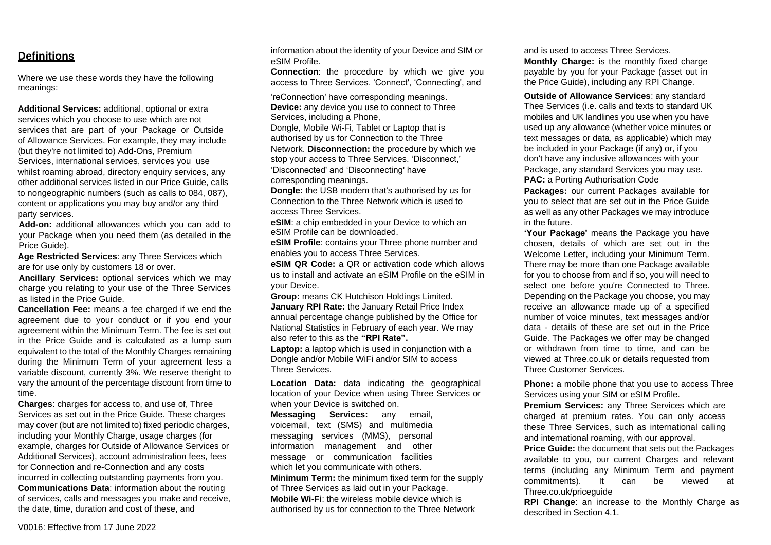## Definitions

Where we use these words they have the following meanings:

**Additional Services:** additional, optional or extra services which you choose to use which are not services that are part of your Package or Outside of Allowance Services. For example, they may include (but they're not limited to) Add-Ons, Premium Services, international services, services you use whilst roaming abroad, directory enquiry services, any other additional services listed in our Price Guide, calls to nongeographic numbers (such as calls to 084, 087), content or applications you may buy and/or any third party services.

**Add-on:** additional allowances which you can add to your Package when you need them (as detailed in the Price Guide).

**Age Restricted Services**: any Three Services which are for use only by customers 18 or over.

**Ancillary Services:** optional services which we may charge you relating to your use of the Three Services as listed in the Price Guide.

**Cancellation Fee:** means a fee charged if we end the agreement due to your conduct or if you end your agreement within the Minimum Term. The fee is set out in the Price Guide and is calculated as a lump sum equivalent to the total of the Monthly Charges remaining during the Minimum Term of your agreement less a variable discount, currently 3%. We reserve theright to vary the amount of the percentage discount from time to time.

**Charges**: charges for access to, and use of, Three Services as set out in the Price Guide. These charges may cover (but are not limited to) fixed periodic charges, including your Monthly Charge, usage charges (for example, charges for Outside of Allowance Services or Additional Services), account administration fees, fees for Connection and re-Connection and any costs incurred in collecting outstanding payments from you.

**Communications Data**: information about the routing of services, calls and messages you make and receive, the date, time, duration and cost of these, and information about the identity of your Device and SIM or eSIM Profile.

**Connection**: the procedure by which we give you access to Three Services. 'Connect', 'Connecting', and 'reConnection' have corresponding meanings.

**Device:** any device you use to connect to Three Services, including a Phone, Dongle, Mobile Wi-Fi, Tablet or Laptop that is authorised by us for Connection to the Three Network. **Disconnection:** the procedure by which we stop your access to Three Services. 'Disconnect,' 'Disconnected' and 'Disconnecting' have corresponding meanings.

**Dongle:** the USB modem that's authorised by us for Connection to the Three Network which is used to access Three Services.

**eSIM**: a chip embedded in your Device to which an eSIM Profile can be downloaded.

**eSIM Profile**: contains your Three phone number and enables you to access Three Services.

**eSIM QR Code:** a QR or activation code which allows us to install and activate an eSIM Profile on the eSIM in your Device.

**Group:** means CK Hutchison Holdings Limited.

**January RPI Rate:** the January Retail Price Index annual percentage change published by the Office for National Statistics in February of each year. We may also refer to this as the **"RPI Rate".**

**Laptop:** a laptop which is used in conjunction with a Dongle and/or Mobile WiFi and/or SIM to access Three Services.

**Location Data:** data indicating the geographical location of your Device when using Three Services or when your Device is switched on.

**Messaging Services:** any email, voicemail, text (SMS) and multimedia messaging services (MMS), personal information management and other message or communication facilities which let you communicate with others.

**Minimum Term:** the minimum fixed term for the supply of Three Services as laid out in your Package.

**Mobile Wi-Fi**: the wireless mobile device which is authorised by us for connection to the Three Network and is used to access Three Services.

**Monthly Charge:** is the monthly fixed charge payable by you for your Package (asset out in the Price Guide), including any RPI Change.

**Outside of Allowance Services**: any standard Thee Services (i.e. calls and texts to standard UK mobiles and UK landlines you use when you have used up any allowance (whether voice minutes or text messages or data, as applicable) which may be included in your Package (if any) or, if you don't have any inclusive allowances with your Package, any standard Services you may use.

**PAC:** a Porting Authorisation Code

**Packages:** our current Packages available for you to select that are set out in the Price Guide as well as any other Packages we may introduce in the future.

**'Your Package'** means the Package you have chosen, details of which are set out in the Welcome Letter, including your Minimum Term. There may be more than one Package available for you to choose from and if so, you will need to select one before you're Connected to Three. Depending on the Package you choose, you may receive an allowance made up of a specified number of voice minutes, text messages and/or data - details of these are set out in the Price Guide. The Packages we offer may be changed or withdrawn from time to time, and can be viewed at Three.co.uk or details requested from Three Customer Services.

**Phone:** a mobile phone that you use to access Three Services using your SIM or eSIM Profile.

**Premium Services:** any Three Services which are charged at premium rates. You can only access these Three Services, such as international calling and international roaming, with our approval.

**Price Guide:** the document that sets out the Packages available to you, our current Charges and relevant terms (including any Minimum Term and payment commitments). It can be viewed at Three.co.uk/priceguide

**RPI Change**: an increase to the Monthly Charge as described in Section 4.1.

V0016: Effective from 17 June 2022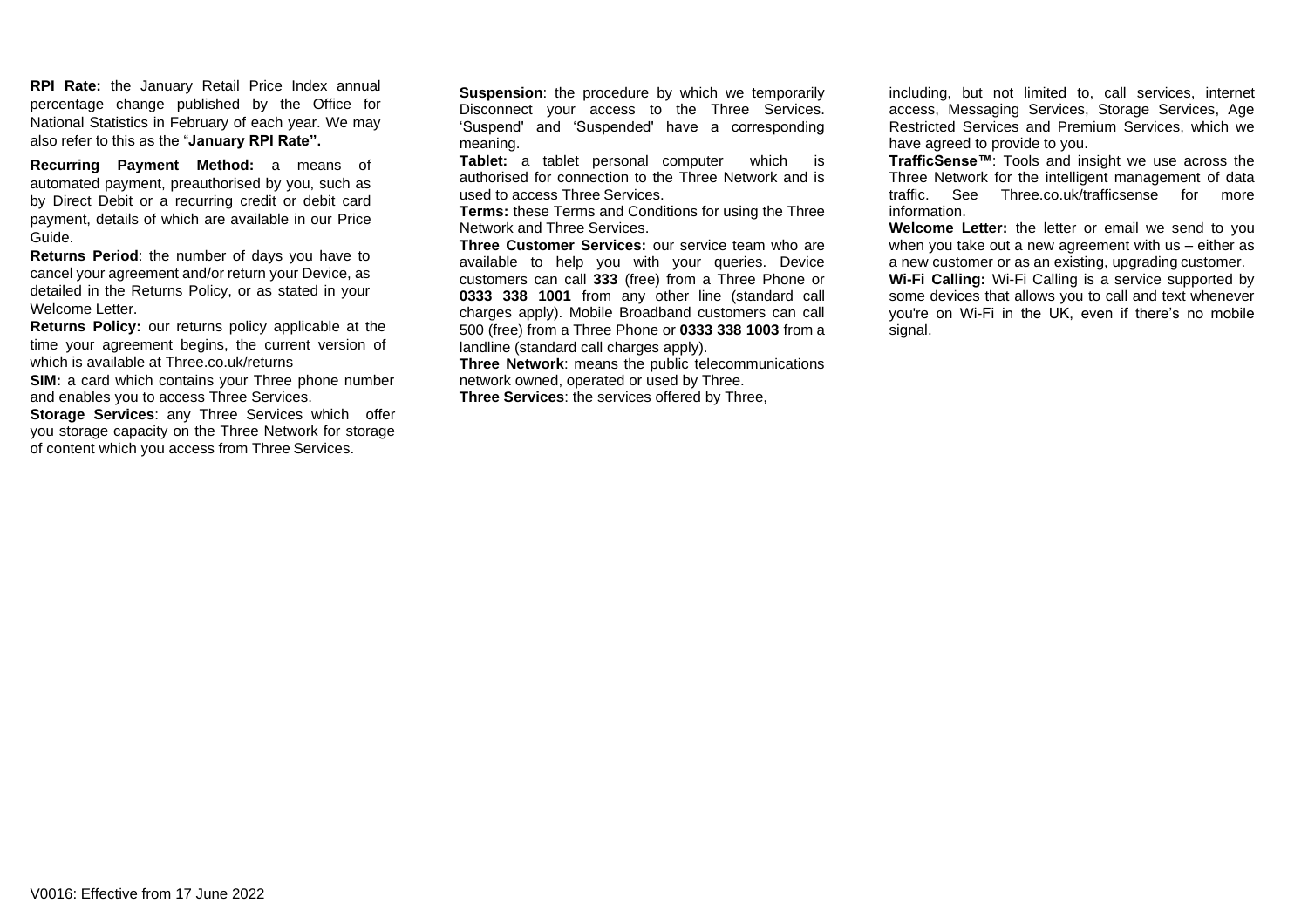**RPI Rate:** the January Retail Price Index annual percentage change published by the Office for National Statistics in February of each year. We may also refer to this as the "**January RPI Rate".**

**Recurring Payment Method:** a means of automated payment, preauthorised by you, such as by Direct Debit or a recurring credit or debit card payment, details of which are available in our Price Guide.

**Returns Period**: the number of days you have to cancel your agreement and/or return your Device, as detailed in the Returns Policy, or as stated in your Welcome Letter.

**Returns Policy:** our returns policy applicable at the time your agreement begins, the current version of which is available at Three.co.uk/returns

**SIM:** a card which contains your Three phone number and enables you to access Three Services.

**Storage Services**: any Three Services which offer you storage capacity on the Three Network for storage of content which you access from Three Services.

**Suspension**: the procedure by which we temporarily Disconnect your access to the Three Services. 'Suspend' and 'Suspended' have a corresponding meaning.

**Tablet:** a tablet personal computer which is authorised for connection to the Three Network and is used to access Three Services.

**Terms:** these Terms and Conditions for using the Three Network and Three Services.

**Three Customer Services:** our service team who are available to help you with your queries. Device customers can call **333** (free) from a Three Phone or **0333 338 1001** from any other line (standard call charges apply). Mobile Broadband customers can call 500 (free) from a Three Phone or **0333 338 1003** from a landline (standard call charges apply).

**Three Network**: means the public telecommunications network owned, operated or used by Three.

**Three Services**: the services offered by Three, including, but not limited to, call services, internet access, Messaging Services, Storage Services, Age Restricted Services and Premium Services, which we have agreed to provide to you.

**TrafficSense™**: Tools and insight we use across the Three Network for the intelligent management of data traffic. See Three.co.uk/trafficsense for more information.

**Welcome Letter:** the letter or email we send to you when you take out a new agreement with us – either as a new customer or as an existing, upgrading customer.

**Wi-Fi Calling:** Wi-Fi Calling is a service supported by some devices that allows you to call and text whenever you're on Wi-Fi in the UK, even if there's no mobile signal.

V0016: Effective from 17 June 2022